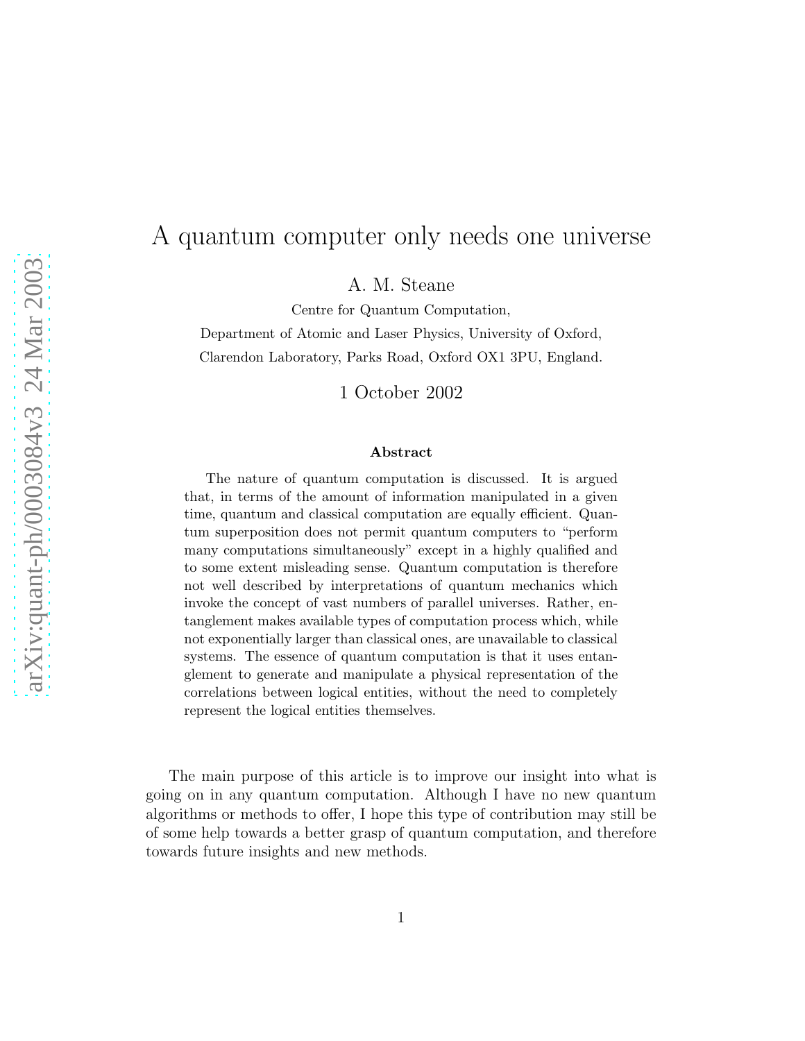# A quantum computer only needs one universe

A. M. Steane

Centre for Quantum Computation,

Department of Atomic and Laser Physics, University of Oxford,

Clarendon Laboratory, Parks Road, Oxford OX1 3PU, England.

1 October 2002

### Abstract

The nature of quantum computation is discussed. It is argued that, in terms of the amount of information manipulated in a given time, quantum and classical computation are equally efficient. Quantum superposition does not permit quantum computers to "perform many computations simultaneously" except in a highly qualified and to some extent misleading sense. Quantum computation is therefore not well described by interpretations of quantum mechanics which invoke the concept of vast numbers of parallel universes. Rather, entanglement makes available types of computation process which, while not exponentially larger than classical ones, are unavailable to classical systems. The essence of quantum computation is that it uses entanglement to generate and manipulate a physical representation of the correlations between logical entities, without the need to completely represent the logical entities themselves.

The main purpose of this article is to improve our insight into what is going on in any quantum computation. Although I have no new quantum algorithms or methods to offer, I hope this type of contribution may still be of some help towards a better grasp of quantum computation, and therefore towards future insights and new methods.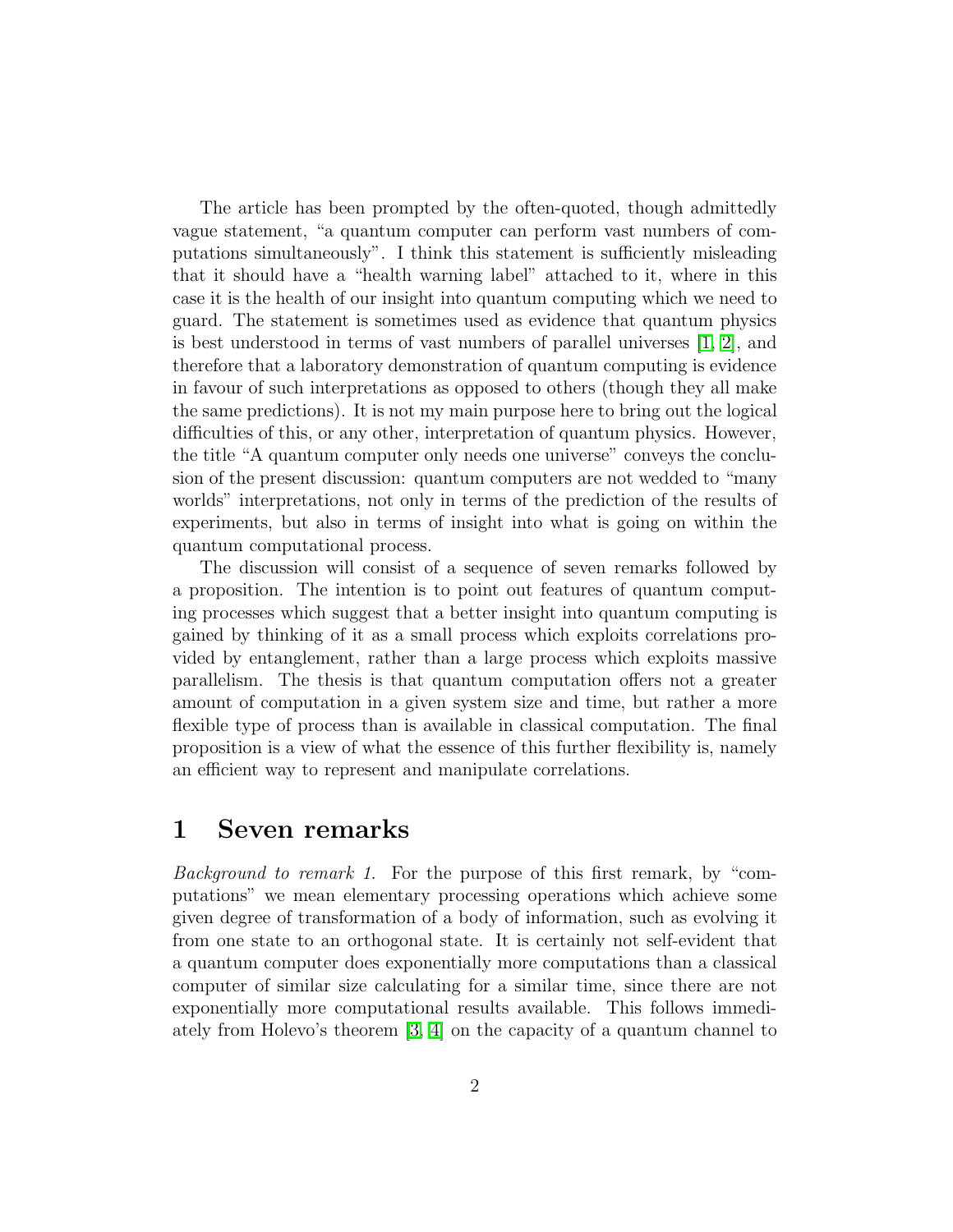The article has been prompted by the often-quoted, though admittedly vague statement, "a quantum computer can perform vast numbers of computations simultaneously". I think this statement is sufficiently misleading that it should have a "health warning label" attached to it, where in this case it is the health of our insight into quantum computing which we need to guard. The statement is sometimes used as evidence that quantum physics is best understood in terms of vast numbers of parallel universes [1, 2], and therefore that a laboratory demonstration of quantum computing is evidence in favour of such interpretations as opposed to others (though they all make the same predictions). It is not my main purpose here to bring out the logical difficulties of this, or any other, interpretation of quantum physics. However, the title "A quantum computer only needs one universe" conveys the conclusion of the present discussion: quantum computers are not wedded to "many worlds" interpretations, not only in terms of the prediction of the results of experiments, but also in terms of insight into what is going on within the quantum computational process.

The discussion will consist of a sequence of seven remarks followed by a proposition. The intention is to point out features of quantum computing processes which suggest that a better insight into quantum computing is gained by thinking of it as a small process which exploits correlations provided by entanglement, rather than a large process which exploits massive parallelism. The thesis is that quantum computation offers not a greater amount of computation in a given system size and time, but rather a more flexible type of process than is available in classical computation. The final proposition is a view of what the essence of this further flexibility is, namely an efficient way to represent and manipulate correlations.

# 1 Seven remarks

*Background to remark 1.* For the purpose of this first remark, by "computations" we mean elementary processing operations which achieve some given degree of transformation of a body of information, such as evolving it from one state to an orthogonal state. It is certainly not self-evident that a quantum computer does exponentially more computations than a classical computer of similar size calculating for a similar time, since there are not exponentially more computational results available. This follows immediately from Holevo's theorem [3, 4] on the capacity of a quantum channel to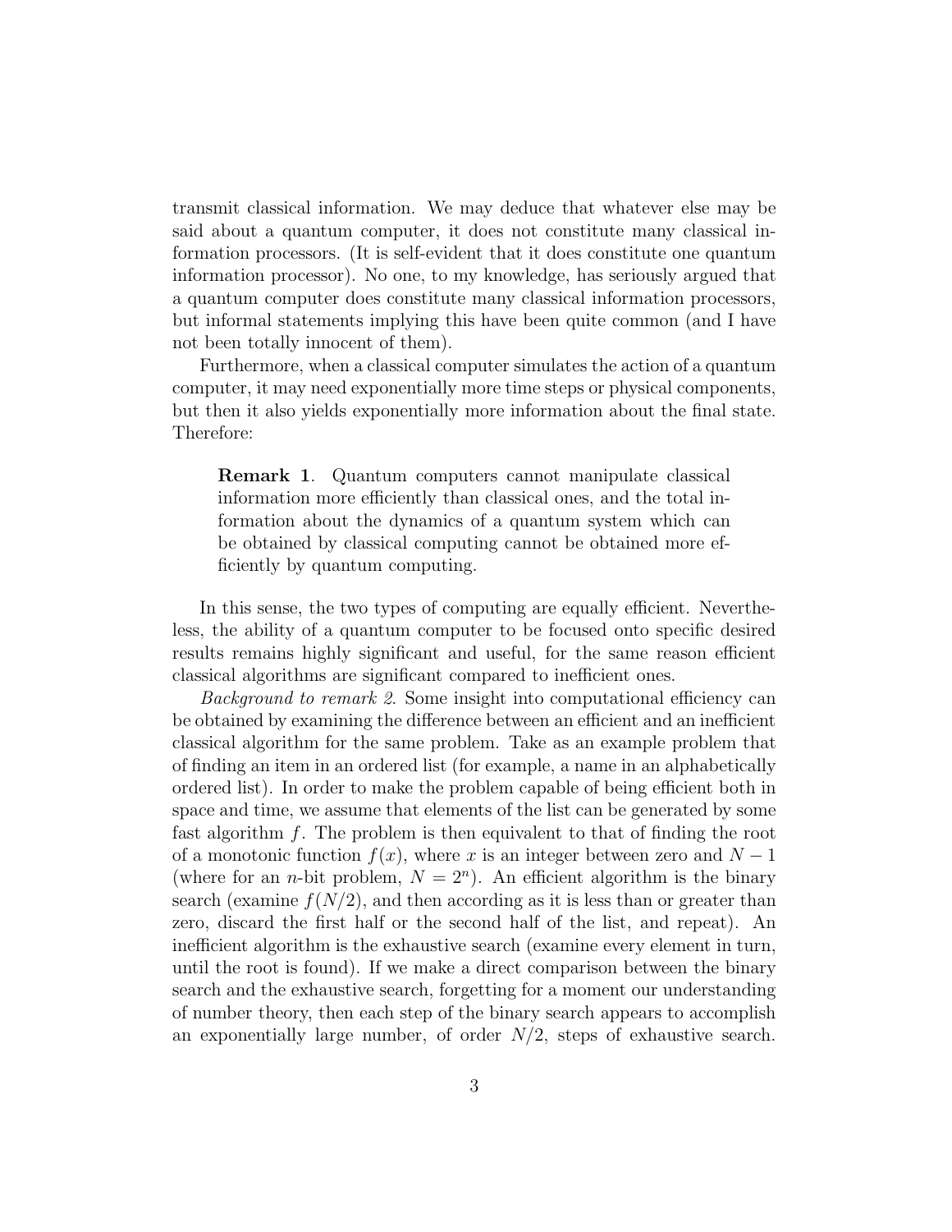transmit classical information. We may deduce that whatever else may be said about a quantum computer, it does not constitute many classical information processors. (It is self-evident that it does constitute one quantum information processor). No one, to my knowledge, has seriously argued that a quantum computer does constitute many classical information processors, but informal statements implying this have been quite common (and I have not been totally innocent of them).

Furthermore, when a classical computer simulates the action of a quantum computer, it may need exponentially more time steps or physical components, but then it also yields exponentially more information about the final state. Therefore:

> **Remark 1**. Quantum computers cannot manipulate classical information more efficiently than classical ones, and the total information about the dynamics of a quantum system which can be obtained by classical computing cannot be obtained more efficiently by quantum computing.

In this sense, the two types of computing are equally efficient. Nevertheless, the ability of a quantum computer to be focused onto specific desired results remains highly significant and useful, for the same reason efficient classical algorithms are significant compared to inefficient ones.

*Background to remark 2.* Some insight into computational efficiency can be obtained by examining the difference between an efficient and an inefficient classical algorithm for the same problem. Take as an example problem that of finding an item in an ordered list (for example, a name in an alphabetically ordered list). In order to make the problem capable of being efficient both in space and time, we assume that elements of the list can be generated by some fast algorithm $f$. The problem is then equivalent to that of finding the root of a monotonic function $f(x)$, where $x$ is an integer between zero and $N-1$ (where for an $n$-bit problem, $N = 2^n$). An efficient algorithm is the binary search (examine $f(N/2)$, and then according as it is less than or greater than zero, discard the first half or the second half of the list, and repeat). An inefficient algorithm is the exhaustive search (examine every element in turn, until the root is found). If we make a direct comparison between the binary search and the exhaustive search, forgetting for a moment our understanding of number theory, then each step of the binary search appears to accomplish an exponentially large number, of order $N/2$, steps of exhaustive search.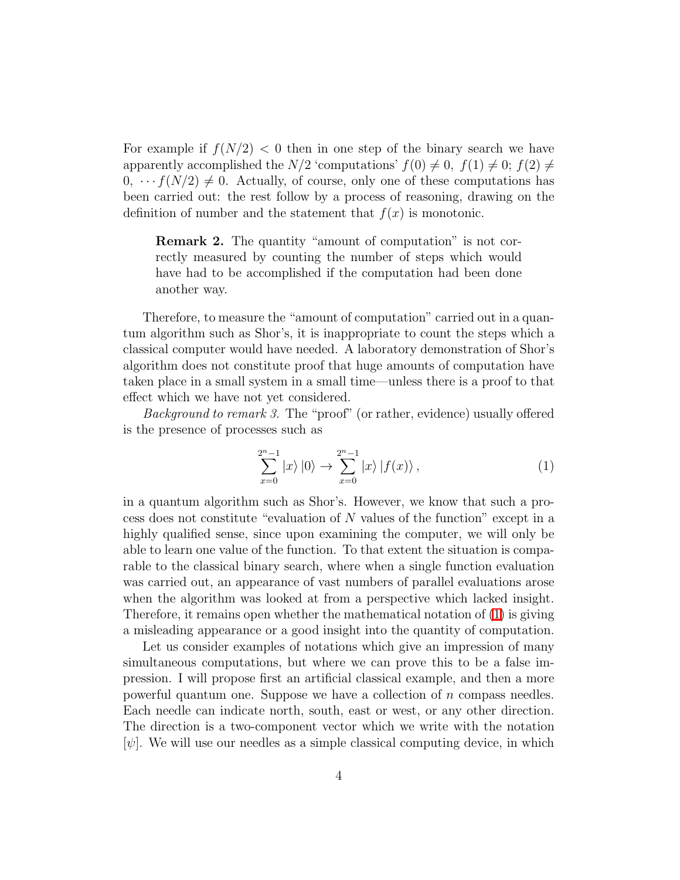For example if $f(N/2) < 0$ then in one step of the binary search we have apparently accomplished the $N/2$ 'computations' $f(0) \neq 0,\ f(1) \neq 0;\ f(2) \neq 0,\ \cdots f(N/2) \neq 0$. Actually, of course, only one of these computations has been carried out: the rest follow by a process of reasoning, drawing on the definition of number and the statement that $f(x)$ is monotonic.

> **Remark 2.** The quantity "amount of computation" is not correctly measured by counting the number of steps which would have had to be accomplished if the computation had been done another way.

Therefore, to measure the "amount of computation" carried out in a quantum algorithm such as Shor's, it is inappropriate to count the steps which a classical computer would have needed. A laboratory demonstration of Shor's algorithm does not constitute proof that huge amounts of computation have taken place in a small system in a small time—unless there is a proof to that effect which we have not yet considered.

*Background to remark 3.* The "proof" (or rather, evidence) usually offered is the presence of processes such as

$$\sum_{x=0}^{2^n-1} |x\rangle\,|0\rangle \rightarrow \sum_{x=0}^{2^n-1} |x\rangle\,|f(x)\rangle\,, \tag{1}$$

in a quantum algorithm such as Shor's. However, we know that such a process does not constitute "evaluation of $N$ values of the function" except in a highly qualified sense, since upon examining the computer, we will only be able to learn one value of the function. To that extent the situation is comparable to the classical binary search, where when a single function evaluation was carried out, an appearance of vast numbers of parallel evaluations arose when the algorithm was looked at from a perspective which lacked insight. Therefore, it remains open whether the mathematical notation of (1) is giving a misleading appearance or a good insight into the quantity of computation.

Let us consider examples of notations which give an impression of many simultaneous computations, but where we can prove this to be a false impression. I will propose first an artificial classical example, and then a more powerful quantum one. Suppose we have a collection of $n$ compass needles. Each needle can indicate north, south, east or west, or any other direction. The direction is a two-component vector which we write with the notation $[\psi]$. We will use our needles as a simple classical computing device, in which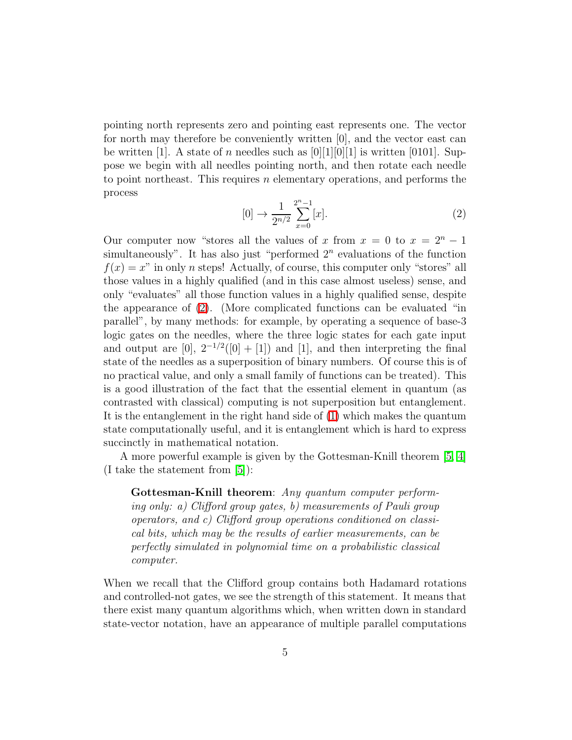pointing north represents zero and pointing east represents one. The vector for north may therefore be conveniently written [0], and the vector east can be written [1]. A state of $n$ needles such as [0][1][0][1] is written [0101]. Suppose we begin with all needles pointing north, and then rotate each needle to point northeast. This requires $n$ elementary operations, and performs the process

$$[0] \to \frac{1}{2^{n/2}} \sum_{x=0}^{2^n-1} [x]. \tag{2}$$

Our computer now "stores all the values of $x$ from $x = 0$ to $x = 2^n - 1$ simultaneously". It has also just "performed $2^n$ evaluations of the function $f(x) = x$" in only $n$ steps! Actually, of course, this computer only "stores" all those values in a highly qualified (and in this case almost useless) sense, and only "evaluates" all those function values in a highly qualified sense, despite the appearance of (2). (More complicated functions can be evaluated "in parallel", by many methods: for example, by operating a sequence of base-3 logic gates on the needles, where the three logic states for each gate input and output are [0], $2^{-1/2}([0] + [1])$ and [1], and then interpreting the final state of the needles as a superposition of binary numbers. Of course this is of no practical value, and only a small family of functions can be treated). This is a good illustration of the fact that the essential element in quantum (as contrasted with classical) computing is not superposition but entanglement. It is the entanglement in the right hand side of (1) which makes the quantum state computationally useful, and it is entanglement which is hard to express succinctly in mathematical notation.

A more powerful example is given by the Gottesman-Knill theorem [5, 4] (I take the statement from [5]):

> **Gottesman-Knill theorem**: *Any quantum computer performing only: a) Clifford group gates, b) measurements of Pauli group operators, and c) Clifford group operations conditioned on classical bits, which may be the results of earlier measurements, can be perfectly simulated in polynomial time on a probabilistic classical computer.*

When we recall that the Clifford group contains both Hadamard rotations and controlled-not gates, we see the strength of this statement. It means that there exist many quantum algorithms which, when written down in standard state-vector notation, have an appearance of multiple parallel computations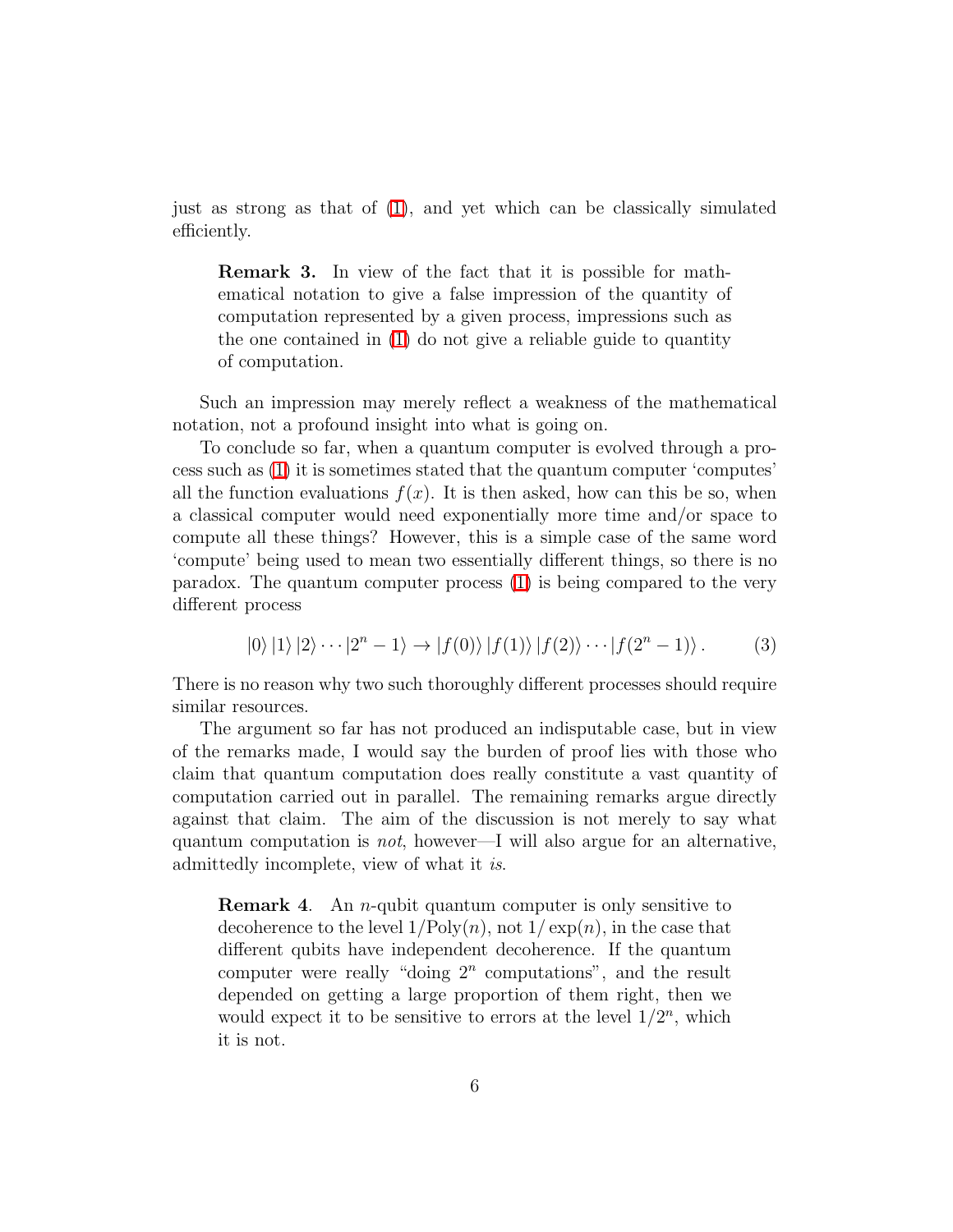just as strong as that of (1), and yet which can be classically simulated efficiently.

> **Remark 3.** In view of the fact that it is possible for mathematical notation to give a false impression of the quantity of computation represented by a given process, impressions such as the one contained in (1) do not give a reliable guide to quantity of computation.

Such an impression may merely reflect a weakness of the mathematical notation, not a profound insight into what is going on.

To conclude so far, when a quantum computer is evolved through a process such as (1) it is sometimes stated that the quantum computer 'computes' all the function evaluations $f(x)$. It is then asked, how can this be so, when a classical computer would need exponentially more time and/or space to compute all these things? However, this is a simple case of the same word 'compute' being used to mean two essentially different things, so there is no paradox. The quantum computer process (1) is being compared to the very different process

$$|0\rangle\,|1\rangle\,|2\rangle \cdots |2^n - 1\rangle \to |f(0)\rangle\,|f(1)\rangle\,|f(2)\rangle \cdots |f(2^n - 1)\rangle\,. \tag{3}$$

There is no reason why two such thoroughly different processes should require similar resources.

The argument so far has not produced an indisputable case, but in view of the remarks made, I would say the burden of proof lies with those who claim that quantum computation does really constitute a vast quantity of computation carried out in parallel. The remaining remarks argue directly against that claim. The aim of the discussion is not merely to say what quantum computation is *not*, however—I will also argue for an alternative, admittedly incomplete, view of what it *is*.

> **Remark 4**. An $n$-qubit quantum computer is only sensitive to decoherence to the level $1/\mathrm{Poly}(n)$, not $1/\exp(n)$, in the case that different qubits have independent decoherence. If the quantum computer were really "doing $2^n$ computations", and the result depended on getting a large proportion of them right, then we would expect it to be sensitive to errors at the level $1/2^n$, which it is not.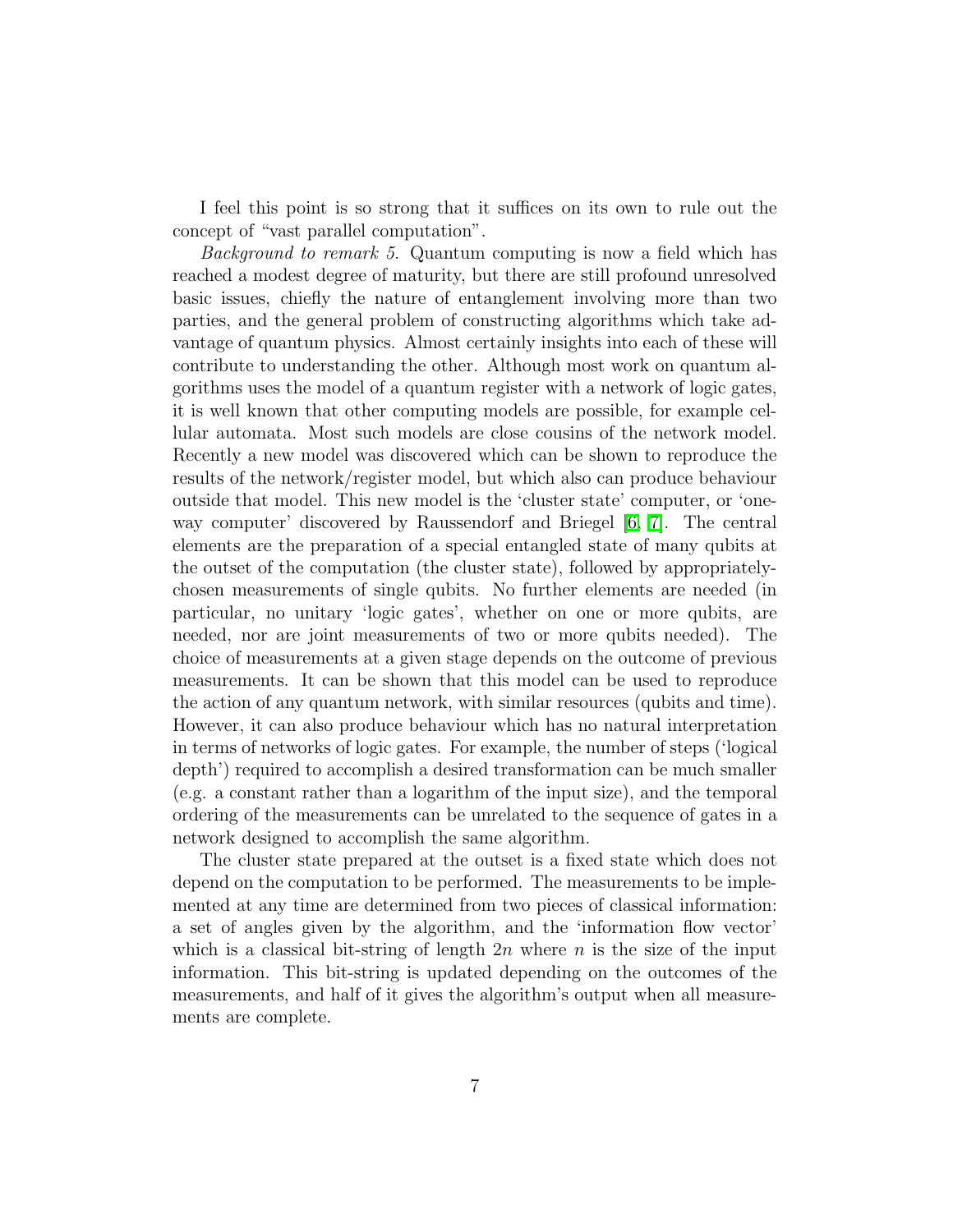I feel this point is so strong that it suffices on its own to rule out the concept of "vast parallel computation".

*Background to remark 5.* Quantum computing is now a field which has reached a modest degree of maturity, but there are still profound unresolved basic issues, chiefly the nature of entanglement involving more than two parties, and the general problem of constructing algorithms which take advantage of quantum physics. Almost certainly insights into each of these will contribute to understanding the other. Although most work on quantum algorithms uses the model of a quantum register with a network of logic gates, it is well known that other computing models are possible, for example cellular automata. Most such models are close cousins of the network model. Recently a new model was discovered which can be shown to reproduce the results of the network/register model, but which also can produce behaviour outside that model. This new model is the 'cluster state' computer, or 'one-way computer' discovered by Raussendorf and Briegel [6, 7]. The central elements are the preparation of a special entangled state of many qubits at the outset of the computation (the cluster state), followed by appropriately-chosen measurements of single qubits. No further elements are needed (in particular, no unitary 'logic gates', whether on one or more qubits, are needed, nor are joint measurements of two or more qubits needed). The choice of measurements at a given stage depends on the outcome of previous measurements. It can be shown that this model can be used to reproduce the action of any quantum network, with similar resources (qubits and time). However, it can also produce behaviour which has no natural interpretation in terms of networks of logic gates. For example, the number of steps ('logical depth') required to accomplish a desired transformation can be much smaller (e.g. a constant rather than a logarithm of the input size), and the temporal ordering of the measurements can be unrelated to the sequence of gates in a network designed to accomplish the same algorithm.

The cluster state prepared at the outset is a fixed state which does not depend on the computation to be performed. The measurements to be implemented at any time are determined from two pieces of classical information: a set of angles given by the algorithm, and the 'information flow vector' which is a classical bit-string of length $2n$ where $n$ is the size of the input information. This bit-string is updated depending on the outcomes of the measurements, and half of it gives the algorithm's output when all measurements are complete.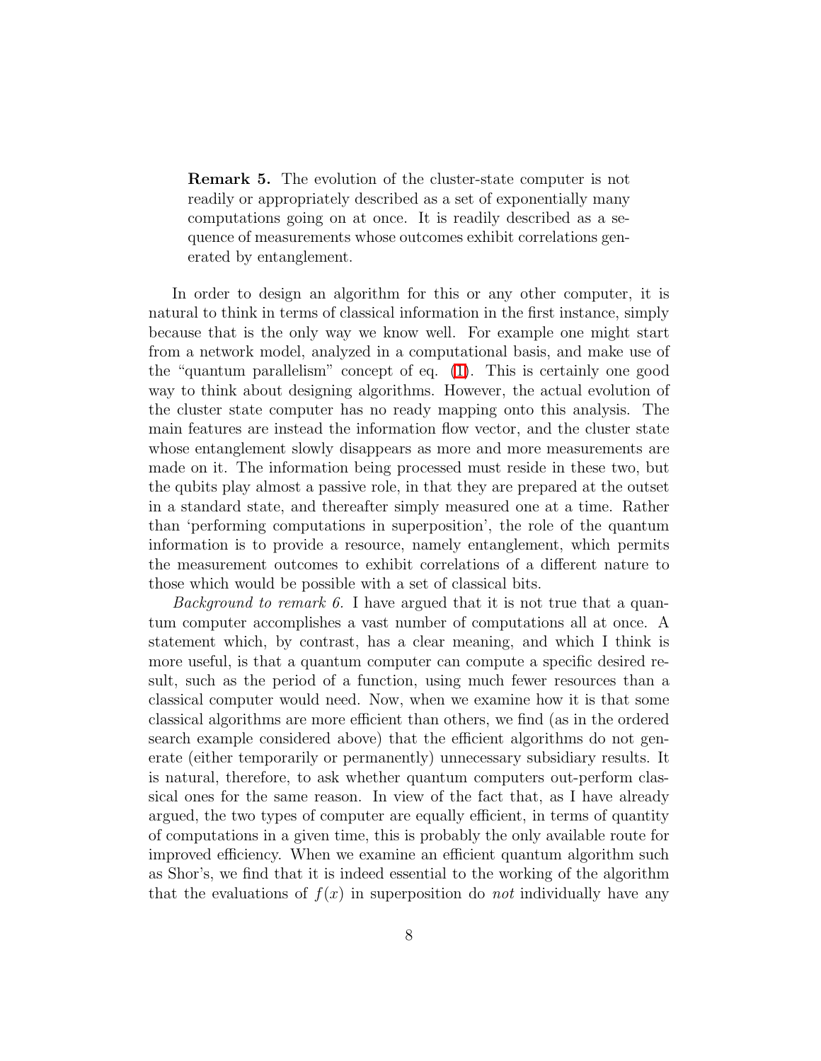> **Remark 5.** The evolution of the cluster-state computer is not readily or appropriately described as a set of exponentially many computations going on at once. It is readily described as a sequence of measurements whose outcomes exhibit correlations generated by entanglement.

In order to design an algorithm for this or any other computer, it is natural to think in terms of classical information in the first instance, simply because that is the only way we know well. For example one might start from a network model, analyzed in a computational basis, and make use of the "quantum parallelism" concept of eq. (1). This is certainly one good way to think about designing algorithms. However, the actual evolution of the cluster state computer has no ready mapping onto this analysis. The main features are instead the information flow vector, and the cluster state whose entanglement slowly disappears as more and more measurements are made on it. The information being processed must reside in these two, but the qubits play almost a passive role, in that they are prepared at the outset in a standard state, and thereafter simply measured one at a time. Rather than 'performing computations in superposition', the role of the quantum information is to provide a resource, namely entanglement, which permits the measurement outcomes to exhibit correlations of a different nature to those which would be possible with a set of classical bits.

*Background to remark 6.* I have argued that it is not true that a quantum computer accomplishes a vast number of computations all at once. A statement which, by contrast, has a clear meaning, and which I think is more useful, is that a quantum computer can compute a specific desired result, such as the period of a function, using much fewer resources than a classical computer would need. Now, when we examine how it is that some classical algorithms are more efficient than others, we find (as in the ordered search example considered above) that the efficient algorithms do not generate (either temporarily or permanently) unnecessary subsidiary results. It is natural, therefore, to ask whether quantum computers out-perform classical ones for the same reason. In view of the fact that, as I have already argued, the two types of computer are equally efficient, in terms of quantity of computations in a given time, this is probably the only available route for improved efficiency. When we examine an efficient quantum algorithm such as Shor's, we find that it is indeed essential to the working of the algorithm that the evaluations of $f(x)$ in superposition do *not* individually have any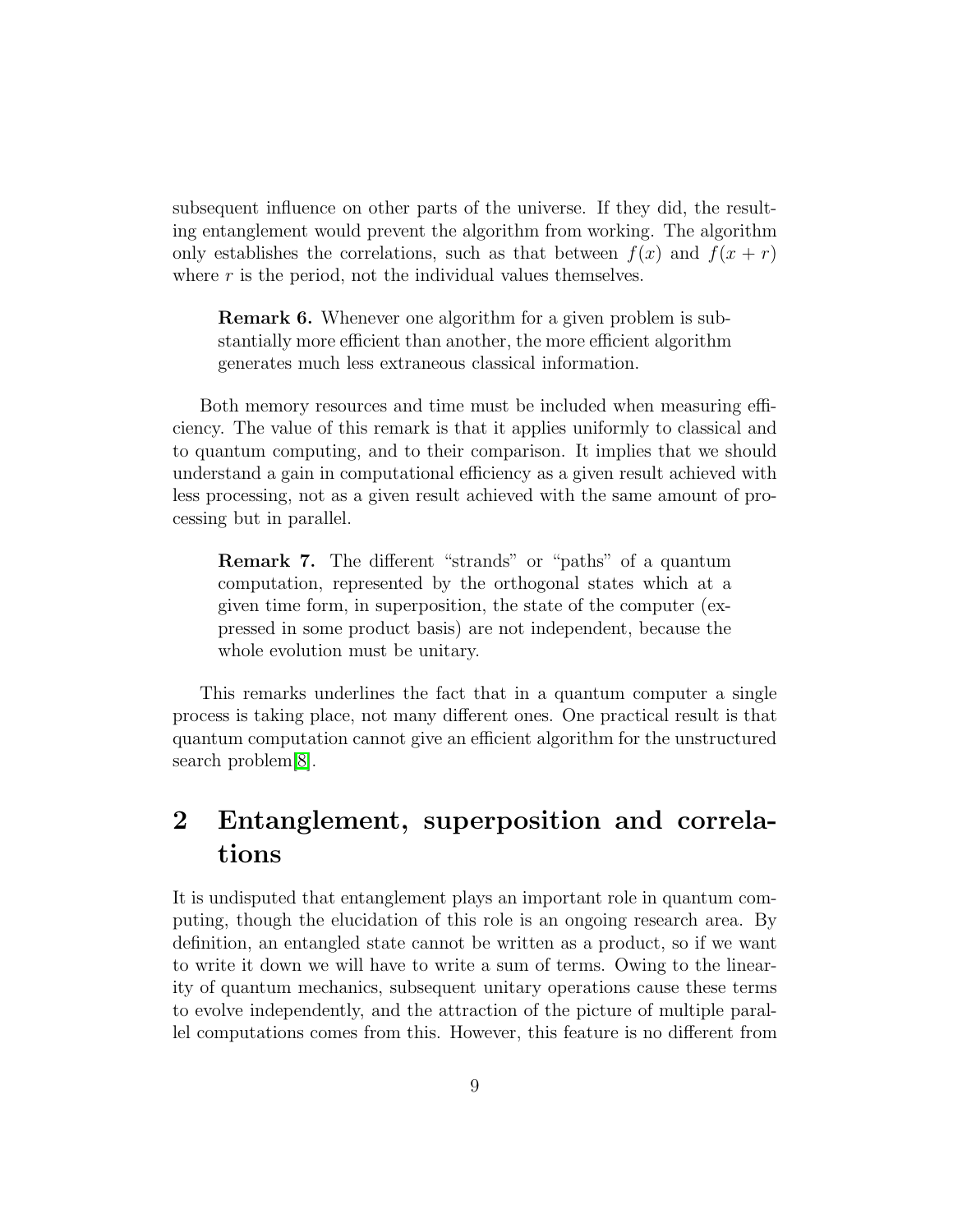subsequent influence on other parts of the universe. If they did, the resulting entanglement would prevent the algorithm from working. The algorithm only establishes the correlations, such as that between $f(x)$ and $f(x+r)$ where $r$ is the period, not the individual values themselves.

> **Remark 6.** Whenever one algorithm for a given problem is substantially more efficient than another, the more efficient algorithm generates much less extraneous classical information.

Both memory resources and time must be included when measuring efficiency. The value of this remark is that it applies uniformly to classical and to quantum computing, and to their comparison. It implies that we should understand a gain in computational efficiency as a given result achieved with less processing, not as a given result achieved with the same amount of processing but in parallel.

> **Remark 7.** The different "strands" or "paths" of a quantum computation, represented by the orthogonal states which at a given time form, in superposition, the state of the computer (expressed in some product basis) are not independent, because the whole evolution must be unitary.

This remarks underlines the fact that in a quantum computer a single process is taking place, not many different ones. One practical result is that quantum computation cannot give an efficient algorithm for the unstructured search problem[8].

## 2 Entanglement, superposition and correlations

It is undisputed that entanglement plays an important role in quantum computing, though the elucidation of this role is an ongoing research area. By definition, an entangled state cannot be written as a product, so if we want to write it down we will have to write a sum of terms. Owing to the linearity of quantum mechanics, subsequent unitary operations cause these terms to evolve independently, and the attraction of the picture of multiple parallel computations comes from this. However, this feature is no different from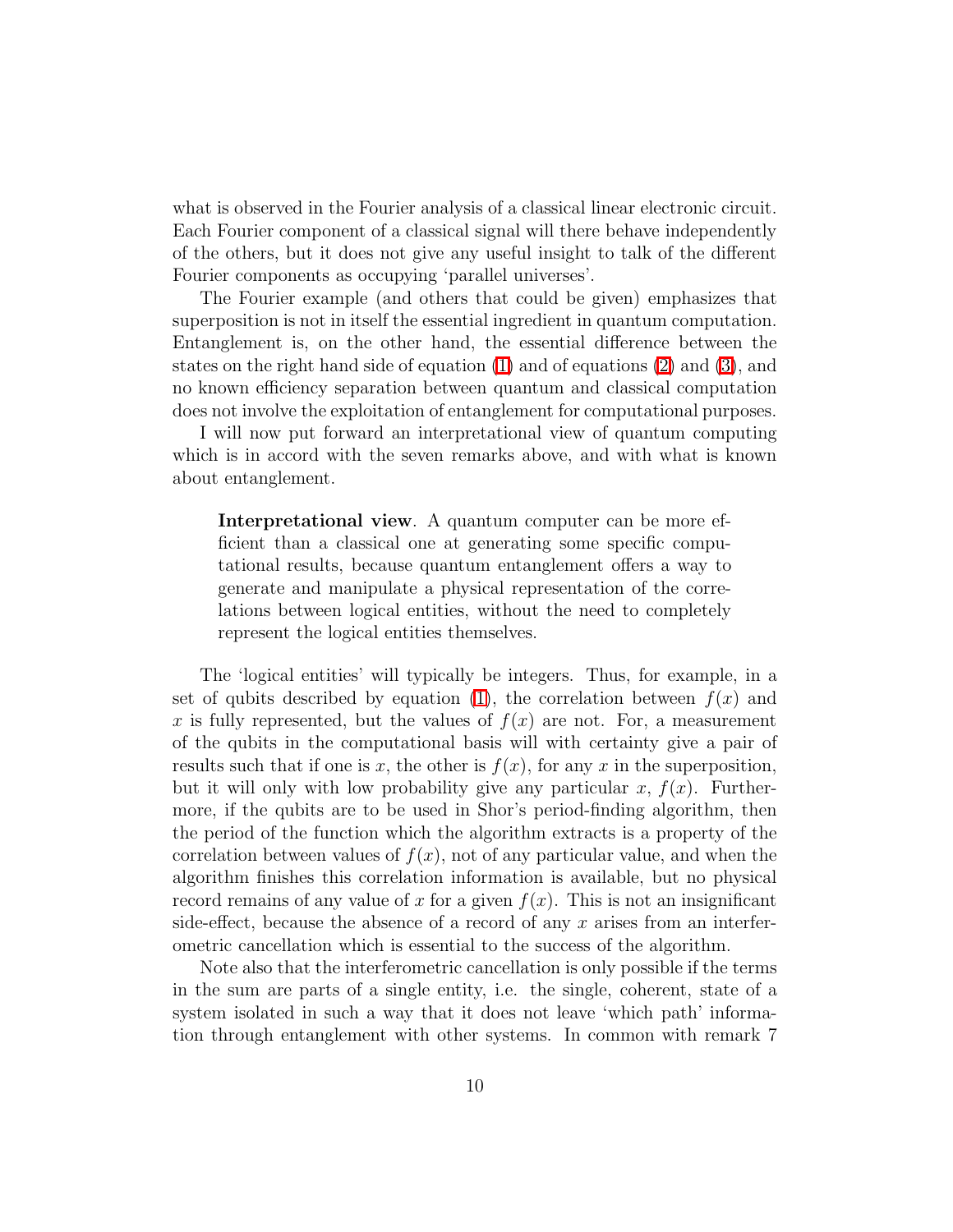what is observed in the Fourier analysis of a classical linear electronic circuit. Each Fourier component of a classical signal will there behave independently of the others, but it does not give any useful insight to talk of the different Fourier components as occupying 'parallel universes'.

The Fourier example (and others that could be given) emphasizes that superposition is not in itself the essential ingredient in quantum computation. Entanglement is, on the other hand, the essential difference between the states on the right hand side of equation (1) and of equations (2) and (3), and no known efficiency separation between quantum and classical computation does not involve the exploitation of entanglement for computational purposes.

I will now put forward an interpretational view of quantum computing which is in accord with the seven remarks above, and with what is known about entanglement.

> **Interpretational view**. A quantum computer can be more efficient than a classical one at generating some specific computational results, because quantum entanglement offers a way to generate and manipulate a physical representation of the correlations between logical entities, without the need to completely represent the logical entities themselves.

The 'logical entities' will typically be integers. Thus, for example, in a set of qubits described by equation (1), the correlation between $f(x)$ and $x$ is fully represented, but the values of $f(x)$ are not. For, a measurement of the qubits in the computational basis will with certainty give a pair of results such that if one is $x$, the other is $f(x)$, for any $x$ in the superposition, but it will only with low probability give any particular $x$, $f(x)$. Furthermore, if the qubits are to be used in Shor's period-finding algorithm, then the period of the function which the algorithm extracts is a property of the correlation between values of $f(x)$, not of any particular value, and when the algorithm finishes this correlation information is available, but no physical record remains of any value of $x$ for a given $f(x)$. This is not an insignificant side-effect, because the absence of a record of any $x$ arises from an interferometric cancellation which is essential to the success of the algorithm.

Note also that the interferometric cancellation is only possible if the terms in the sum are parts of a single entity, i.e. the single, coherent, state of a system isolated in such a way that it does not leave 'which path' information through entanglement with other systems. In common with remark 7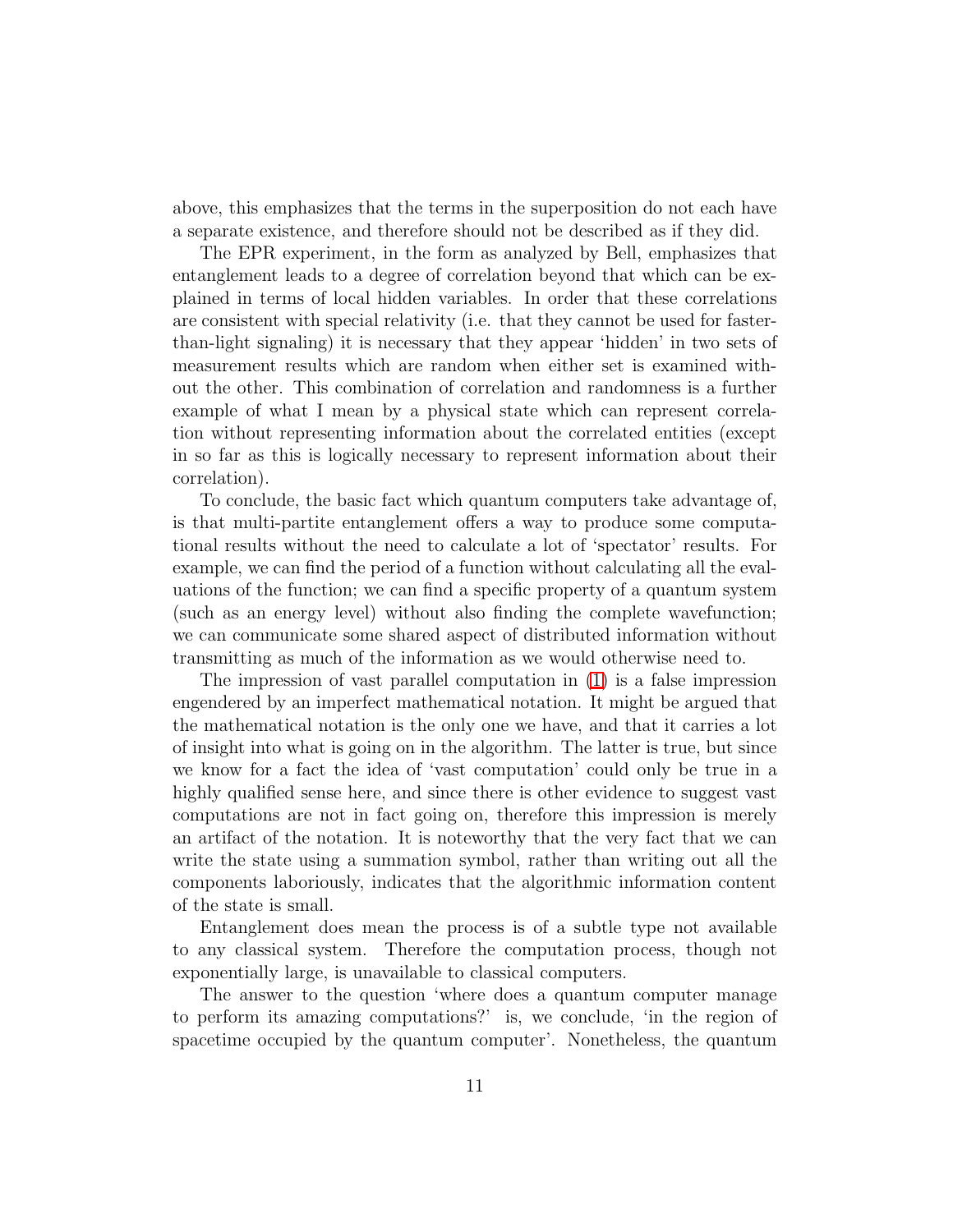above, this emphasizes that the terms in the superposition do not each have a separate existence, and therefore should not be described as if they did.

The EPR experiment, in the form as analyzed by Bell, emphasizes that entanglement leads to a degree of correlation beyond that which can be explained in terms of local hidden variables. In order that these correlations are consistent with special relativity (i.e. that they cannot be used for faster-than-light signaling) it is necessary that they appear 'hidden' in two sets of measurement results which are random when either set is examined without the other. This combination of correlation and randomness is a further example of what I mean by a physical state which can represent correlation without representing information about the correlated entities (except in so far as this is logically necessary to represent information about their correlation).

To conclude, the basic fact which quantum computers take advantage of, is that multi-partite entanglement offers a way to produce some computational results without the need to calculate a lot of 'spectator' results. For example, we can find the period of a function without calculating all the evaluations of the function; we can find a specific property of a quantum system (such as an energy level) without also finding the complete wavefunction; we can communicate some shared aspect of distributed information without transmitting as much of the information as we would otherwise need to.

The impression of vast parallel computation in (1) is a false impression engendered by an imperfect mathematical notation. It might be argued that the mathematical notation is the only one we have, and that it carries a lot of insight into what is going on in the algorithm. The latter is true, but since we know for a fact the idea of 'vast computation' could only be true in a highly qualified sense here, and since there is other evidence to suggest vast computations are not in fact going on, therefore this impression is merely an artifact of the notation. It is noteworthy that the very fact that we can write the state using a summation symbol, rather than writing out all the components laboriously, indicates that the algorithmic information content of the state is small.

Entanglement does mean the process is of a subtle type not available to any classical system. Therefore the computation process, though not exponentially large, is unavailable to classical computers.

The answer to the question 'where does a quantum computer manage to perform its amazing computations?' is, we conclude, 'in the region of spacetime occupied by the quantum computer'. Nonetheless, the quantum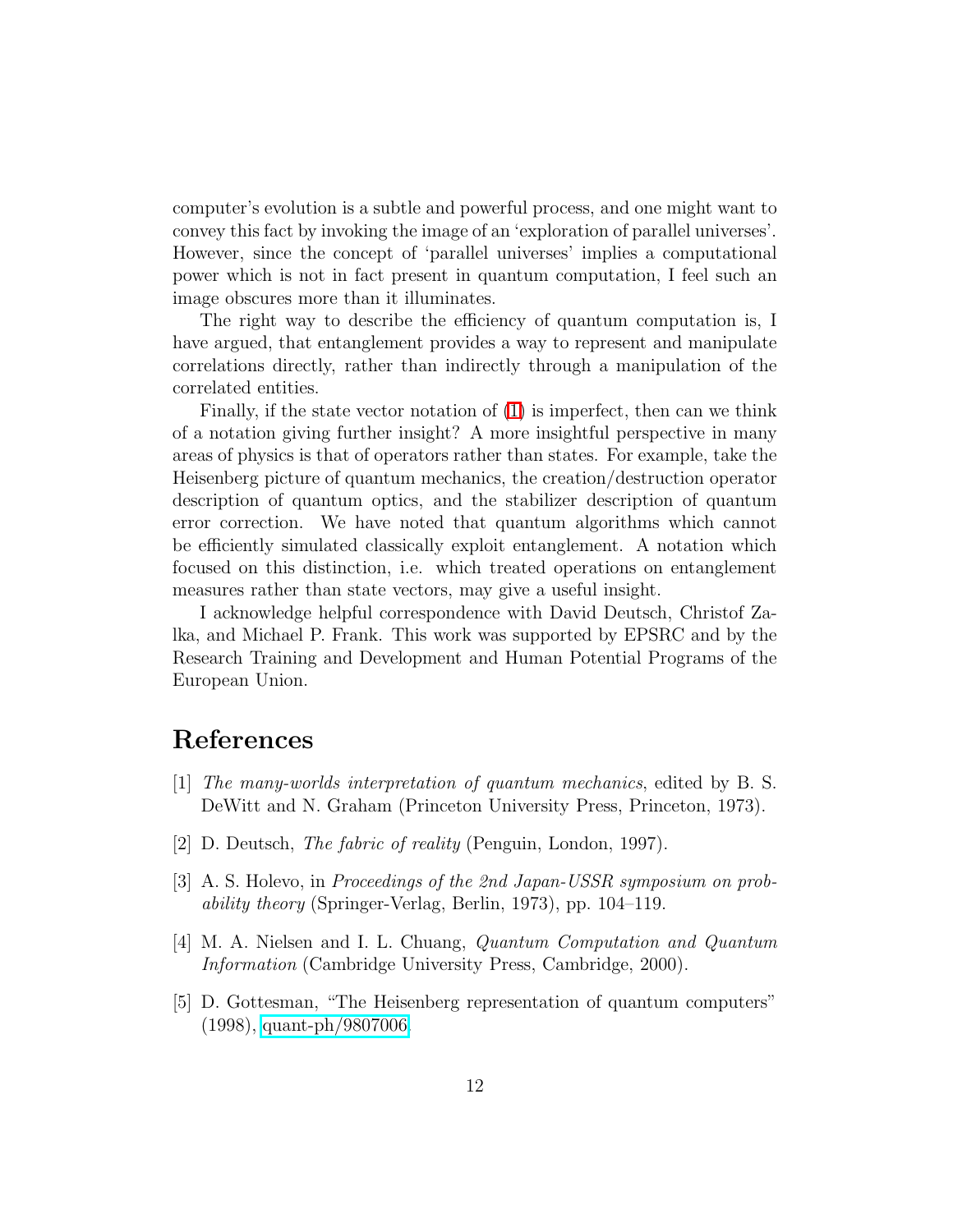computer's evolution is a subtle and powerful process, and one might want to convey this fact by invoking the image of an 'exploration of parallel universes'. However, since the concept of 'parallel universes' implies a computational power which is not in fact present in quantum computation, I feel such an image obscures more than it illuminates.

The right way to describe the efficiency of quantum computation is, I have argued, that entanglement provides a way to represent and manipulate correlations directly, rather than indirectly through a manipulation of the correlated entities.

Finally, if the state vector notation of (1) is imperfect, then can we think of a notation giving further insight? A more insightful perspective in many areas of physics is that of operators rather than states. For example, take the Heisenberg picture of quantum mechanics, the creation/destruction operator description of quantum optics, and the stabilizer description of quantum error correction. We have noted that quantum algorithms which cannot be efficiently simulated classically exploit entanglement. A notation which focused on this distinction, i.e. which treated operations on entanglement measures rather than state vectors, may give a useful insight.

I acknowledge helpful correspondence with David Deutsch, Christof Zalka, and Michael P. Frank. This work was supported by EPSRC and by the Research Training and Development and Human Potential Programs of the European Union.

# References

[1] *The many-worlds interpretation of quantum mechanics*, edited by B. S. DeWitt and N. Graham (Princeton University Press, Princeton, 1973).

[2] D. Deutsch, *The fabric of reality* (Penguin, London, 1997).

[3] A. S. Holevo, in *Proceedings of the 2nd Japan-USSR symposium on probability theory* (Springer-Verlag, Berlin, 1973), pp. 104–119.

[4] M. A. Nielsen and I. L. Chuang, *Quantum Computation and Quantum Information* (Cambridge University Press, Cambridge, 2000).

[5] D. Gottesman, "The Heisenberg representation of quantum computers" (1998), quant-ph/9807006.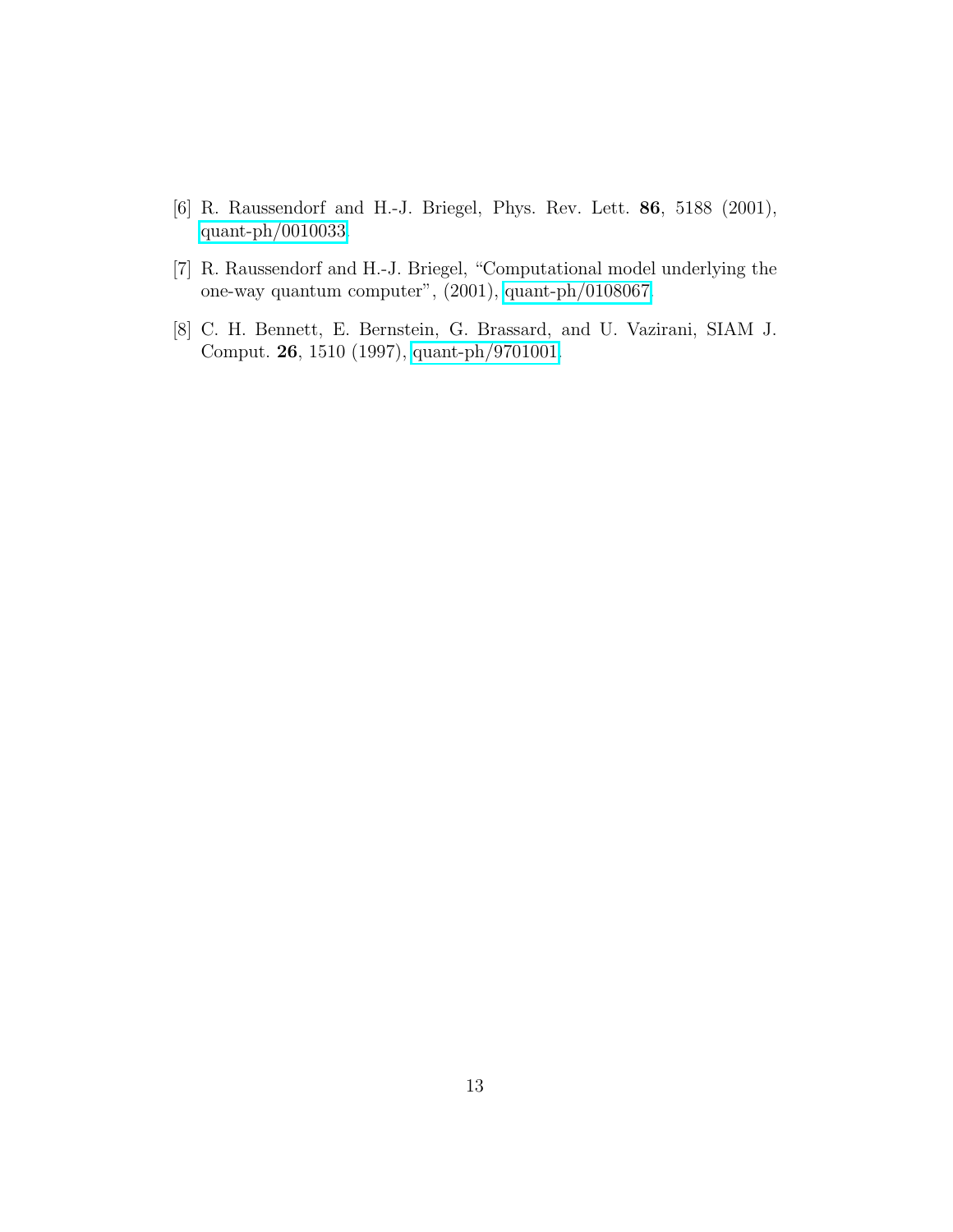[6] R. Raussendorf and H.-J. Briegel, Phys. Rev. Lett. **86**, 5188 (2001), quant-ph/0010033.

[7] R. Raussendorf and H.-J. Briegel, "Computational model underlying the one-way quantum computer", (2001), quant-ph/0108067.

[8] C. H. Bennett, E. Bernstein, G. Brassard, and U. Vazirani, SIAM J. Comput. **26**, 1510 (1997), quant-ph/9701001.